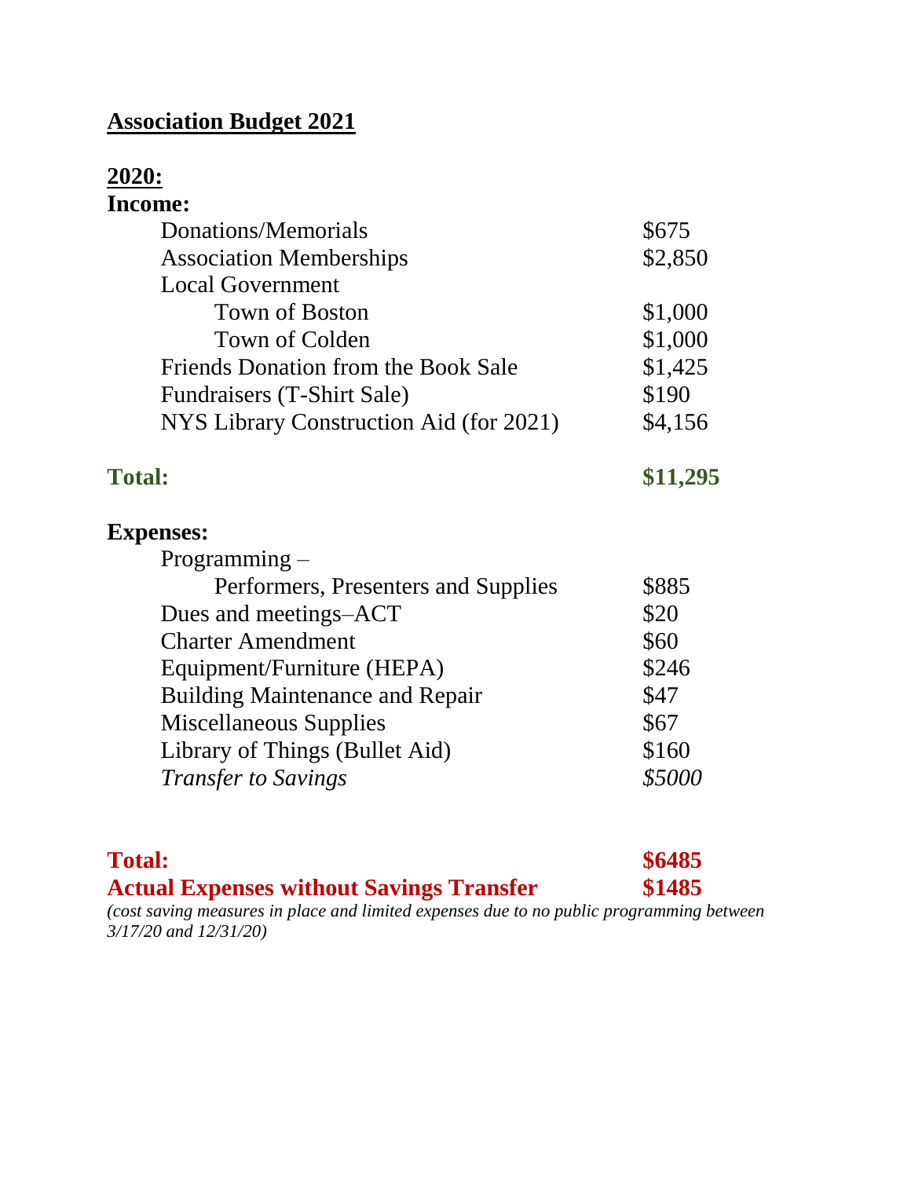# Association Budget 2021

## 2020:

**Income:**

| | |
|---|---|
| Donations/Memorials | $675 |
| Association Memberships | $2,850 |
| Local Government | |
| Town of Boston | $1,000 |
| Town of Colden | $1,000 |
| Friends Donation from the Book Sale | $1,425 |
| Fundraisers (T-Shirt Sale) | $190 |
| NYS Library Construction Aid (for 2021) | $4,156 |
| **Total:** | **$11,295** |

**Expenses:**

| | |
|---|---|
| Programming – | |
| Performers, Presenters and Supplies | $885 |
| Dues and meetings–ACT | $20 |
| Charter Amendment | $60 |
| Equipment/Furniture (HEPA) | $246 |
| Building Maintenance and Repair | $47 |
| Miscellaneous Supplies | $67 |
| Library of Things (Bullet Aid) | $160 |
| *Transfer to Savings* | *$5000* |
| **Total:** | **$6485** |
| **Actual Expenses without Savings Transfer** | **$1485** |

*(cost saving measures in place and limited expenses due to no public programming between 3/17/20 and 12/31/20)*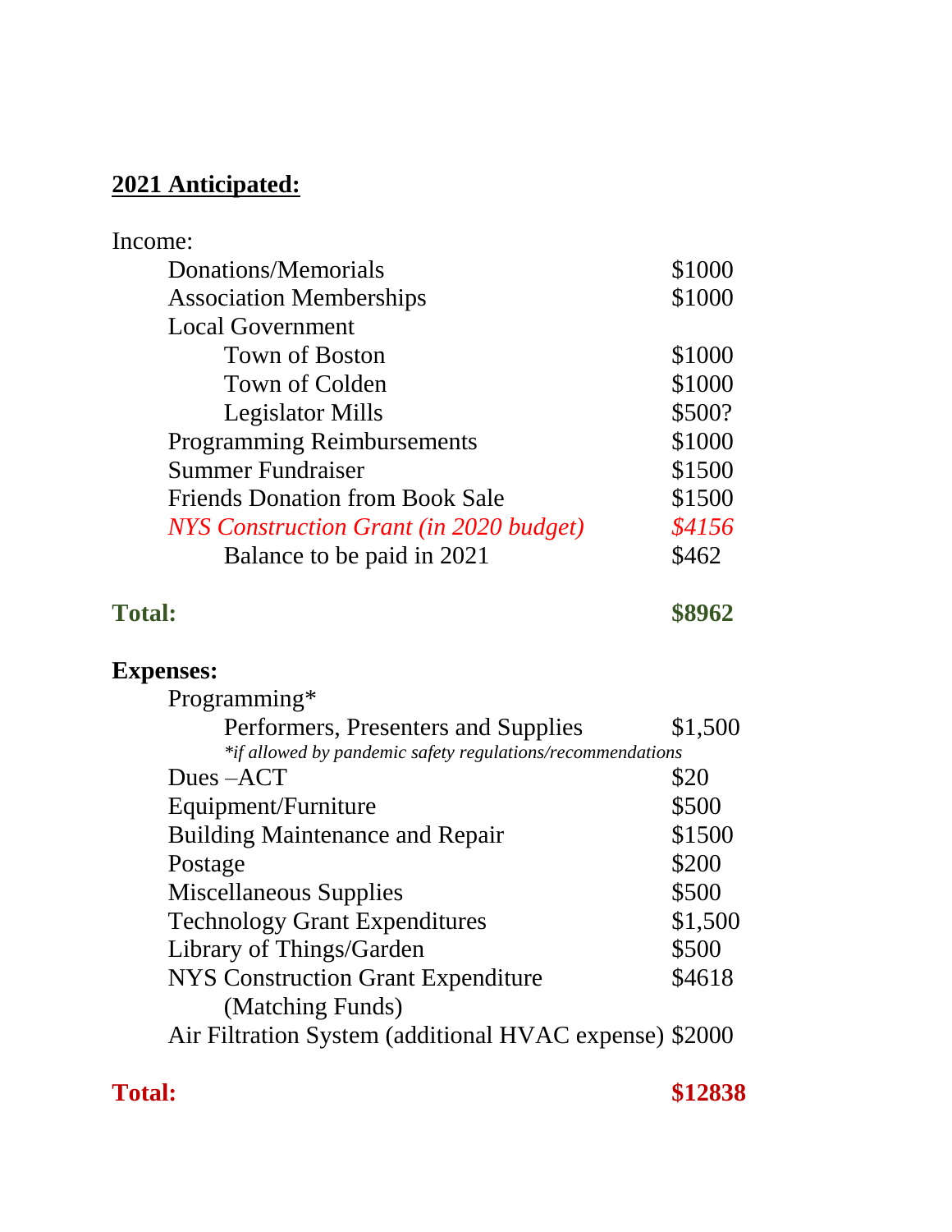**<u>2021 Anticipated:</u>**

Income:

| | |
|---|---|
| Donations/Memorials | $1000 |
| Association Memberships | $1000 |
| Local Government | |
| Town of Boston | $1000 |
| Town of Colden | $1000 |
| Legislator Mills | $500? |
| Programming Reimbursements | $1000 |
| Summer Fundraiser | $1500 |
| Friends Donation from Book Sale | $1500 |
| *NYS Construction Grant (in 2020 budget)* | *$4156* |
| Balance to be paid in 2021 | $462 |
| **Total:** | **$8962** |

**Expenses:**

| | |
|---|---|
| Programming* | |
| Performers, Presenters and Supplies | $1,500 |
| *\*if allowed by pandemic safety regulations/recommendations* | |
| Dues –ACT | $20 |
| Equipment/Furniture | $500 |
| Building Maintenance and Repair | $1500 |
| Postage | $200 |
| Miscellaneous Supplies | $500 |
| Technology Grant Expenditures | $1,500 |
| Library of Things/Garden | $500 |
| NYS Construction Grant Expenditure (Matching Funds) | $4618 |
| Air Filtration System (additional HVAC expense) | $2000 |
| **Total:** | **$12838** |